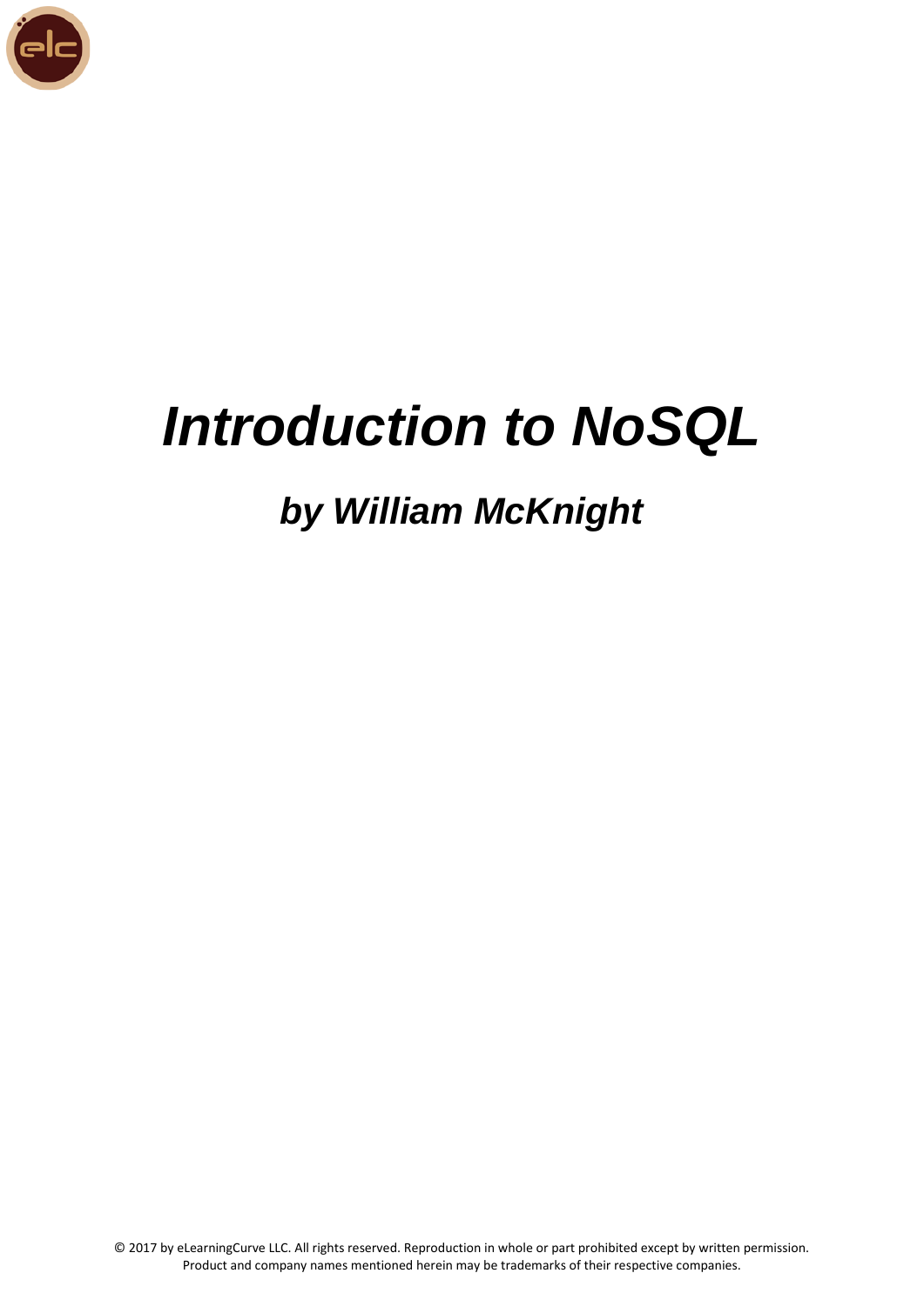# *Introduction to NoSQL*

## *by William McKnight*

© 2017 by eLearningCurve LLC. All rights reserved. Reproduction in whole or part prohibited except by written permission. Product and company names mentioned herein may be trademarks of their respective companies.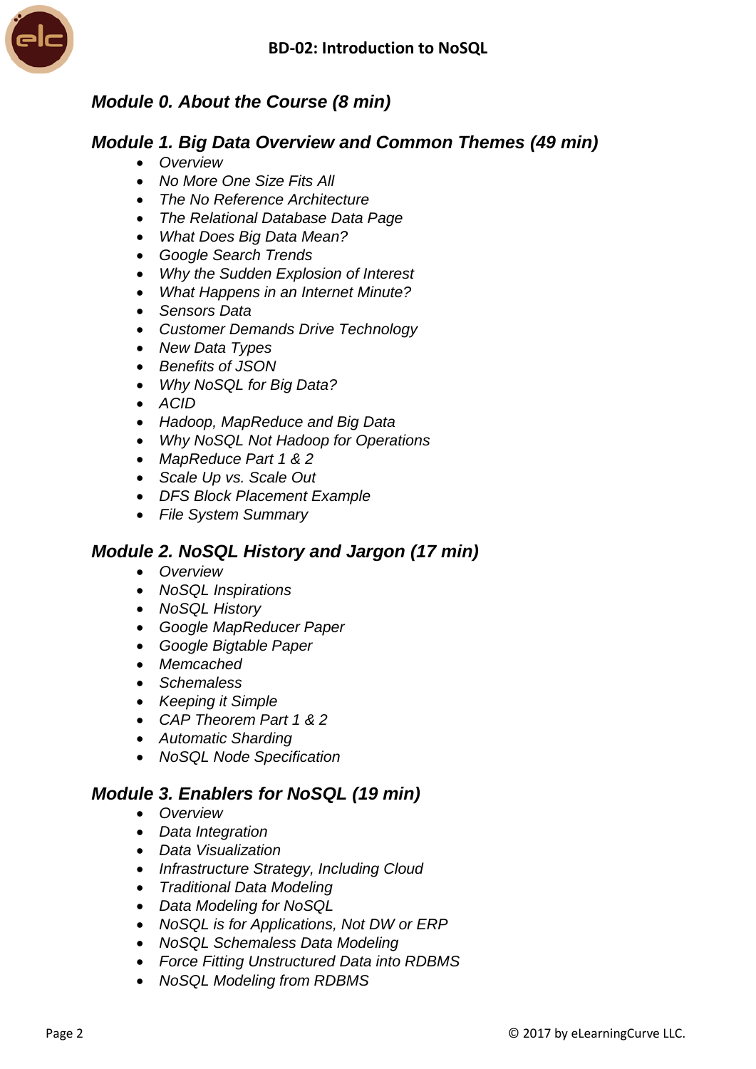**BD-02: Introduction to NoSQL**

## *Module 0. About the Course (8 min)*

## *Module 1. Big Data Overview and Common Themes (49 min)*

- *Overview*
- *No More One Size Fits All*
- *The No Reference Architecture*
- *The Relational Database Data Page*
- *What Does Big Data Mean?*
- *Google Search Trends*
- *Why the Sudden Explosion of Interest*
- *What Happens in an Internet Minute?*
- *Sensors Data*
- *Customer Demands Drive Technology*
- *New Data Types*
- *Benefits of JSON*
- *Why NoSQL for Big Data?*
- *ACID*
- *Hadoop, MapReduce and Big Data*
- *Why NoSQL Not Hadoop for Operations*
- *MapReduce Part 1 & 2*
- *Scale Up vs. Scale Out*
- *DFS Block Placement Example*
- *File System Summary*

## *Module 2. NoSQL History and Jargon (17 min)*

- *Overview*
- *NoSQL Inspirations*
- *NoSQL History*
- *Google MapReducer Paper*
- *Google Bigtable Paper*
- *Memcached*
- *Schemaless*
- *Keeping it Simple*
- *CAP Theorem Part 1 & 2*
- *Automatic Sharding*
- *NoSQL Node Specification*

## *Module 3. Enablers for NoSQL (19 min)*

- *Overview*
- *Data Integration*
- *Data Visualization*
- *Infrastructure Strategy, Including Cloud*
- *Traditional Data Modeling*
- *Data Modeling for NoSQL*
- *NoSQL is for Applications, Not DW or ERP*
- *NoSQL Schemaless Data Modeling*
- *Force Fitting Unstructured Data into RDBMS*
- *NoSQL Modeling from RDBMS*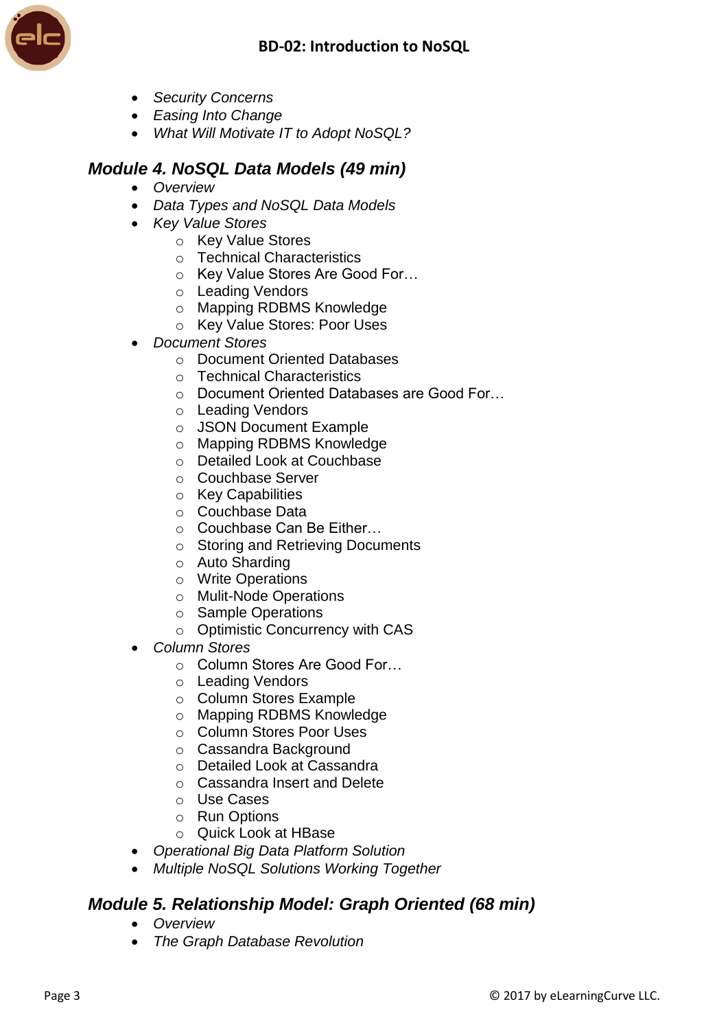- *Security Concerns*
- *Easing Into Change*
- *What Will Motivate IT to Adopt NoSQL?*

## *Module 4. NoSQL Data Models (49 min)*

- *Overview*
- *Data Types and NoSQL Data Models*
- *Key Value Stores*
    - Key Value Stores
    - Technical Characteristics
    - Key Value Stores Are Good For…
    - Leading Vendors
    - Mapping RDBMS Knowledge
    - Key Value Stores: Poor Uses
- *Document Stores*
    - Document Oriented Databases
    - Technical Characteristics
    - Document Oriented Databases are Good For…
    - Leading Vendors
    - JSON Document Example
    - Mapping RDBMS Knowledge
    - Detailed Look at Couchbase
    - Couchbase Server
    - Key Capabilities
    - Couchbase Data
    - Couchbase Can Be Either…
    - Storing and Retrieving Documents
    - Auto Sharding
    - Write Operations
    - Mulit-Node Operations
    - Sample Operations
    - Optimistic Concurrency with CAS
- *Column Stores*
    - Column Stores Are Good For…
    - Leading Vendors
    - Column Stores Example
    - Mapping RDBMS Knowledge
    - Column Stores Poor Uses
    - Cassandra Background
    - Detailed Look at Cassandra
    - Cassandra Insert and Delete
    - Use Cases
    - Run Options
    - Quick Look at HBase
- *Operational Big Data Platform Solution*
- *Multiple NoSQL Solutions Working Together*

## *Module 5. Relationship Model: Graph Oriented (68 min)*

- *Overview*
- *The Graph Database Revolution*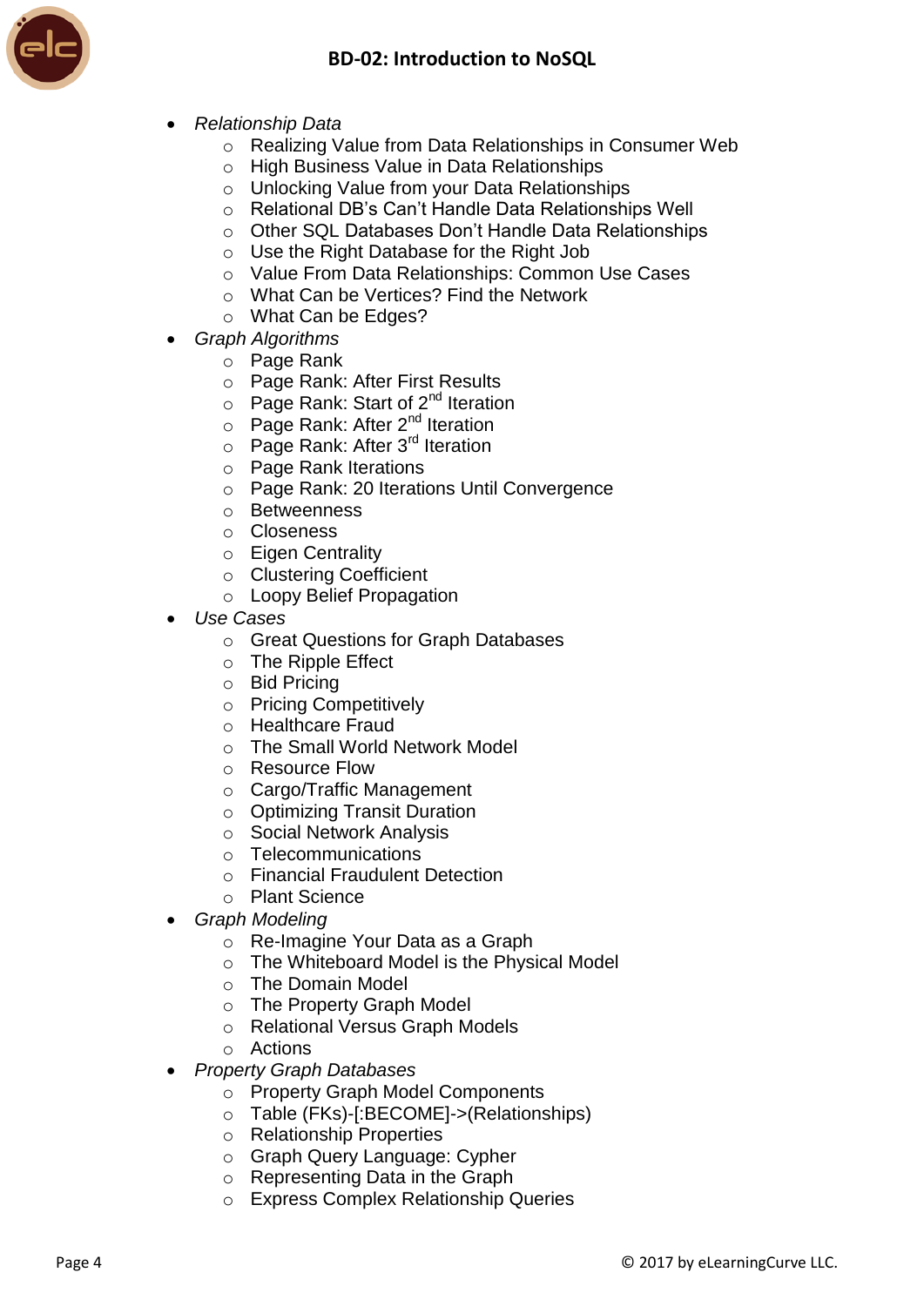- *Relationship Data*
  - Realizing Value from Data Relationships in Consumer Web
  - High Business Value in Data Relationships
  - Unlocking Value from your Data Relationships
  - Relational DB's Can't Handle Data Relationships Well
  - Other SQL Databases Don't Handle Data Relationships
  - Use the Right Database for the Right Job
  - Value From Data Relationships: Common Use Cases
  - What Can be Vertices? Find the Network
  - What Can be Edges?
- *Graph Algorithms*
  - Page Rank
  - Page Rank: After First Results
  - Page Rank: Start of 2nd Iteration
  - Page Rank: After 2nd Iteration
  - Page Rank: After 3rd Iteration
  - Page Rank Iterations
  - Page Rank: 20 Iterations Until Convergence
  - Betweenness
  - Closeness
  - Eigen Centrality
  - Clustering Coefficient
  - Loopy Belief Propagation
- *Use Cases*
  - Great Questions for Graph Databases
  - The Ripple Effect
  - Bid Pricing
  - Pricing Competitively
  - Healthcare Fraud
  - The Small World Network Model
  - Resource Flow
  - Cargo/Traffic Management
  - Optimizing Transit Duration
  - Social Network Analysis
  - Telecommunications
  - Financial Fraudulent Detection
  - Plant Science
- *Graph Modeling*
  - Re-Imagine Your Data as a Graph
  - The Whiteboard Model is the Physical Model
  - The Domain Model
  - The Property Graph Model
  - Relational Versus Graph Models
  - Actions
- *Property Graph Databases*
  - Property Graph Model Components
  - Table (FKs)-[:BECOME]->(Relationships)
  - Relationship Properties
  - Graph Query Language: Cypher
  - Representing Data in the Graph
  - Express Complex Relationship Queries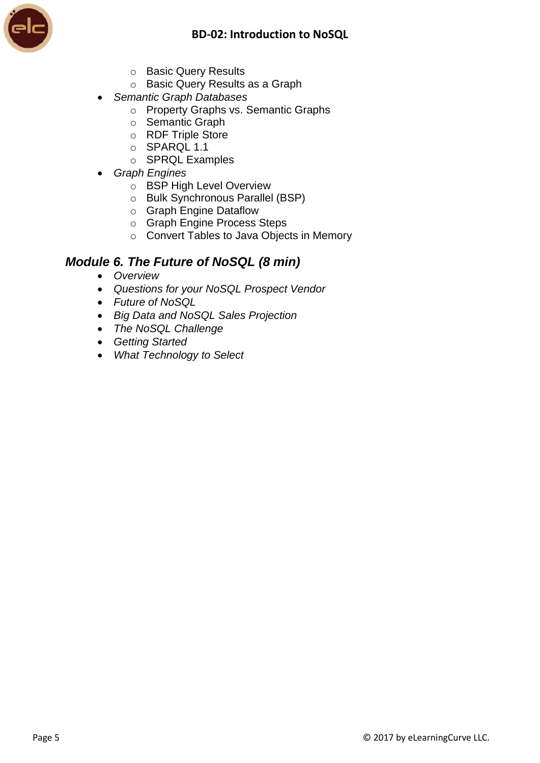- Basic Query Results
   - Basic Query Results as a Graph
- *Semantic Graph Databases*
   - Property Graphs vs. Semantic Graphs
   - Semantic Graph
   - RDF Triple Store
   - SPARQL 1.1
   - SPRQL Examples
- *Graph Engines*
   - BSP High Level Overview
   - Bulk Synchronous Parallel (BSP)
   - Graph Engine Dataflow
   - Graph Engine Process Steps
   - Convert Tables to Java Objects in Memory

## *Module 6. The Future of NoSQL (8 min)*

- *Overview*
- *Questions for your NoSQL Prospect Vendor*
- *Future of NoSQL*
- *Big Data and NoSQL Sales Projection*
- *The NoSQL Challenge*
- *Getting Started*
- *What Technology to Select*